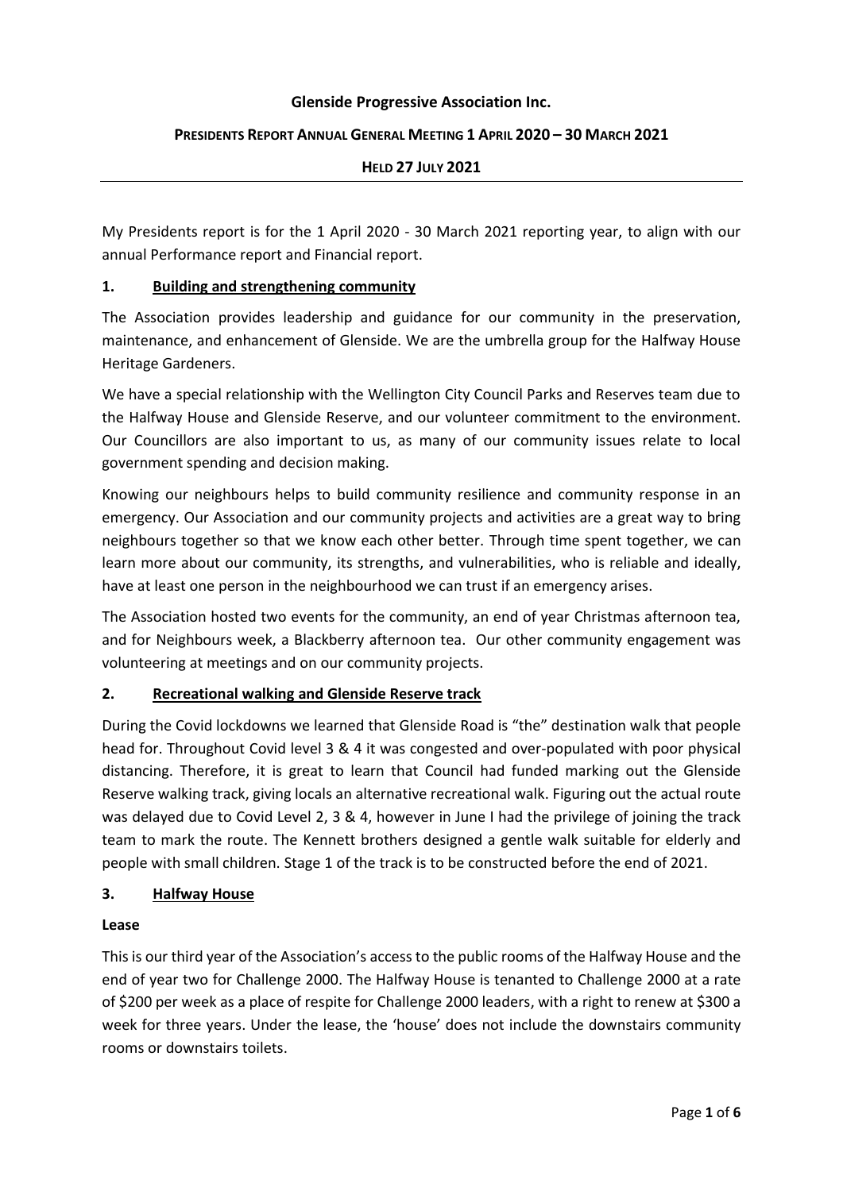**Glenside Progressive Association Inc.**

**PRESIDENTS REPORT ANNUAL GENERAL MEETING 1 APRIL 2020 – 30 MARCH 2021**

**HELD 27 JULY 2021**

---

My Presidents report is for the 1 April 2020 - 30 March 2021 reporting year, to align with our annual Performance report and Financial report.

## 1. Building and strengthening community

The Association provides leadership and guidance for our community in the preservation, maintenance, and enhancement of Glenside. We are the umbrella group for the Halfway House Heritage Gardeners.

We have a special relationship with the Wellington City Council Parks and Reserves team due to the Halfway House and Glenside Reserve, and our volunteer commitment to the environment. Our Councillors are also important to us, as many of our community issues relate to local government spending and decision making.

Knowing our neighbours helps to build community resilience and community response in an emergency. Our Association and our community projects and activities are a great way to bring neighbours together so that we know each other better. Through time spent together, we can learn more about our community, its strengths, and vulnerabilities, who is reliable and ideally, have at least one person in the neighbourhood we can trust if an emergency arises.

The Association hosted two events for the community, an end of year Christmas afternoon tea, and for Neighbours week, a Blackberry afternoon tea. Our other community engagement was volunteering at meetings and on our community projects.

## 2. Recreational walking and Glenside Reserve track

During the Covid lockdowns we learned that Glenside Road is "the" destination walk that people head for. Throughout Covid level 3 & 4 it was congested and over-populated with poor physical distancing. Therefore, it is great to learn that Council had funded marking out the Glenside Reserve walking track, giving locals an alternative recreational walk. Figuring out the actual route was delayed due to Covid Level 2, 3 & 4, however in June I had the privilege of joining the track team to mark the route. The Kennett brothers designed a gentle walk suitable for elderly and people with small children. Stage 1 of the track is to be constructed before the end of 2021.

## 3. Halfway House

**Lease**

This is our third year of the Association's access to the public rooms of the Halfway House and the end of year two for Challenge 2000. The Halfway House is tenanted to Challenge 2000 at a rate of $200 per week as a place of respite for Challenge 2000 leaders, with a right to renew at $300 a week for three years. Under the lease, the 'house' does not include the downstairs community rooms or downstairs toilets.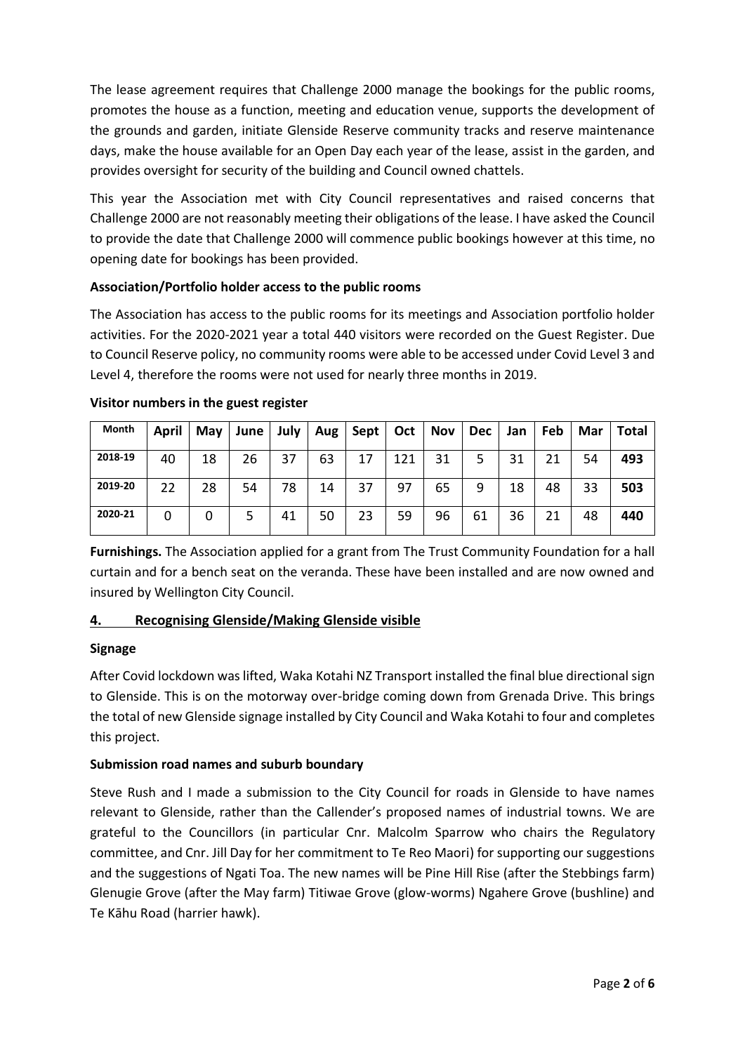The lease agreement requires that Challenge 2000 manage the bookings for the public rooms, promotes the house as a function, meeting and education venue, supports the development of the grounds and garden, initiate Glenside Reserve community tracks and reserve maintenance days, make the house available for an Open Day each year of the lease, assist in the garden, and provides oversight for security of the building and Council owned chattels.

This year the Association met with City Council representatives and raised concerns that Challenge 2000 are not reasonably meeting their obligations of the lease. I have asked the Council to provide the date that Challenge 2000 will commence public bookings however at this time, no opening date for bookings has been provided.

**Association/Portfolio holder access to the public rooms**

The Association has access to the public rooms for its meetings and Association portfolio holder activities. For the 2020-2021 year a total 440 visitors were recorded on the Guest Register. Due to Council Reserve policy, no community rooms were able to be accessed under Covid Level 3 and Level 4, therefore the rooms were not used for nearly three months in 2019.

**Visitor numbers in the guest register**

| Month | April | May | June | July | Aug | Sept | Oct | Nov | Dec | Jan | Feb | Mar | Total |
|---|---|---|---|---|---|---|---|---|---|---|---|---|---|
| 2018-19 | 40 | 18 | 26 | 37 | 63 | 17 | 121 | 31 | 5 | 31 | 21 | 54 | **493** |
| 2019-20 | 22 | 28 | 54 | 78 | 14 | 37 | 97 | 65 | 9 | 18 | 48 | 33 | **503** |
| 2020-21 | 0 | 0 | 5 | 41 | 50 | 23 | 59 | 96 | 61 | 36 | 21 | 48 | **440** |

**Furnishings.** The Association applied for a grant from The Trust Community Foundation for a hall curtain and for a bench seat on the veranda. These have been installed and are now owned and insured by Wellington City Council.

## 4. Recognising Glenside/Making Glenside visible

**Signage**

After Covid lockdown was lifted, Waka Kotahi NZ Transport installed the final blue directional sign to Glenside. This is on the motorway over-bridge coming down from Grenada Drive. This brings the total of new Glenside signage installed by City Council and Waka Kotahi to four and completes this project.

**Submission road names and suburb boundary**

Steve Rush and I made a submission to the City Council for roads in Glenside to have names relevant to Glenside, rather than the Callender's proposed names of industrial towns. We are grateful to the Councillors (in particular Cnr. Malcolm Sparrow who chairs the Regulatory committee, and Cnr. Jill Day for her commitment to Te Reo Maori) for supporting our suggestions and the suggestions of Ngati Toa. The new names will be Pine Hill Rise (after the Stebbings farm) Glenugie Grove (after the May farm) Titiwae Grove (glow-worms) Ngahere Grove (bushline) and Te Kāhu Road (harrier hawk).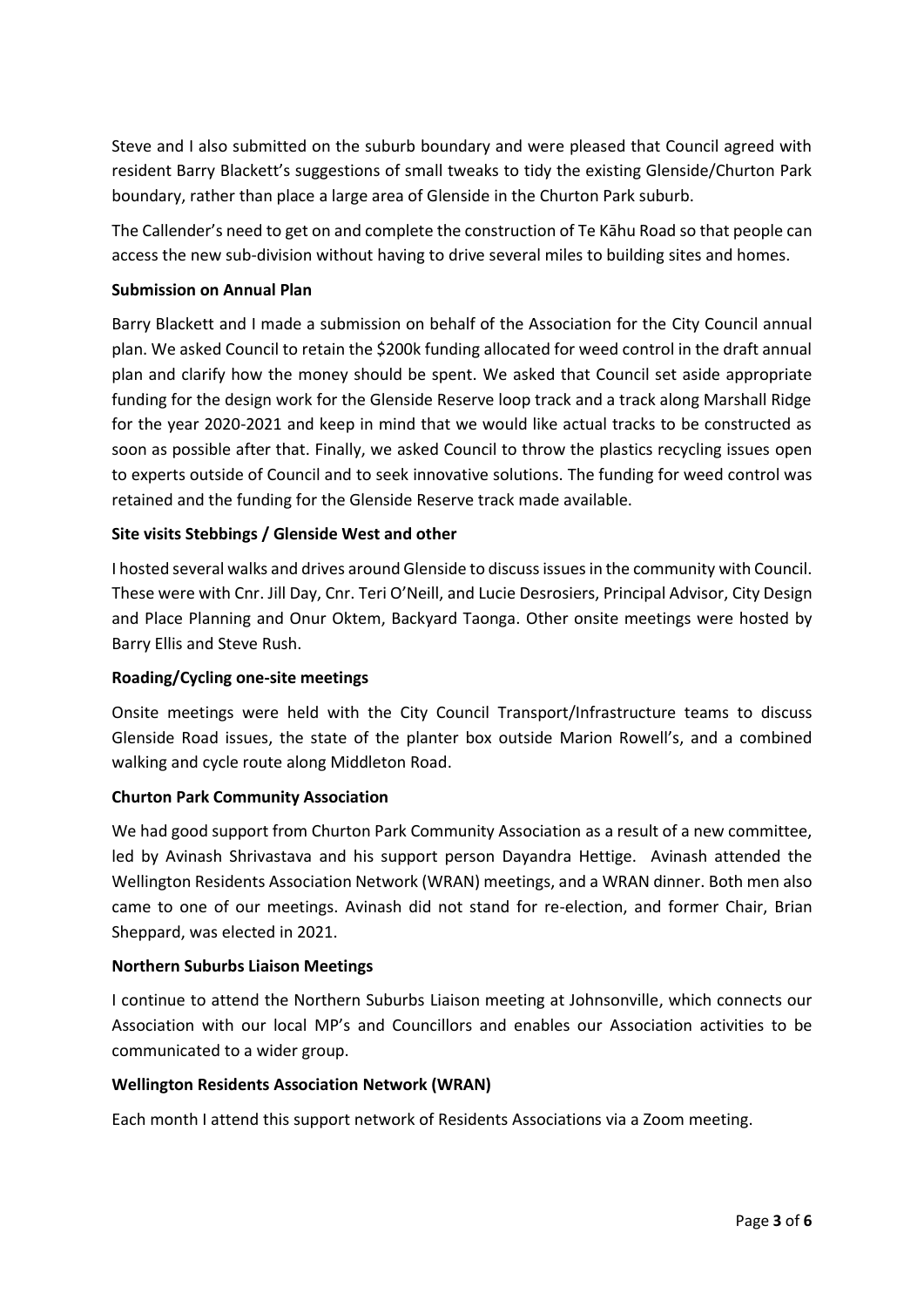Steve and I also submitted on the suburb boundary and were pleased that Council agreed with resident Barry Blackett's suggestions of small tweaks to tidy the existing Glenside/Churton Park boundary, rather than place a large area of Glenside in the Churton Park suburb.

The Callender's need to get on and complete the construction of Te Kāhu Road so that people can access the new sub-division without having to drive several miles to building sites and homes.

**Submission on Annual Plan**

Barry Blackett and I made a submission on behalf of the Association for the City Council annual plan. We asked Council to retain the $200k funding allocated for weed control in the draft annual plan and clarify how the money should be spent. We asked that Council set aside appropriate funding for the design work for the Glenside Reserve loop track and a track along Marshall Ridge for the year 2020-2021 and keep in mind that we would like actual tracks to be constructed as soon as possible after that. Finally, we asked Council to throw the plastics recycling issues open to experts outside of Council and to seek innovative solutions. The funding for weed control was retained and the funding for the Glenside Reserve track made available.

**Site visits Stebbings / Glenside West and other**

I hosted several walks and drives around Glenside to discuss issues in the community with Council. These were with Cnr. Jill Day, Cnr. Teri O'Neill, and Lucie Desrosiers, Principal Advisor, City Design and Place Planning and Onur Oktem, Backyard Taonga. Other onsite meetings were hosted by Barry Ellis and Steve Rush.

**Roading/Cycling one-site meetings**

Onsite meetings were held with the City Council Transport/Infrastructure teams to discuss Glenside Road issues, the state of the planter box outside Marion Rowell's, and a combined walking and cycle route along Middleton Road.

**Churton Park Community Association**

We had good support from Churton Park Community Association as a result of a new committee, led by Avinash Shrivastava and his support person Dayandra Hettige. Avinash attended the Wellington Residents Association Network (WRAN) meetings, and a WRAN dinner. Both men also came to one of our meetings. Avinash did not stand for re-election, and former Chair, Brian Sheppard, was elected in 2021.

**Northern Suburbs Liaison Meetings**

I continue to attend the Northern Suburbs Liaison meeting at Johnsonville, which connects our Association with our local MP's and Councillors and enables our Association activities to be communicated to a wider group.

**Wellington Residents Association Network (WRAN)**

Each month I attend this support network of Residents Associations via a Zoom meeting.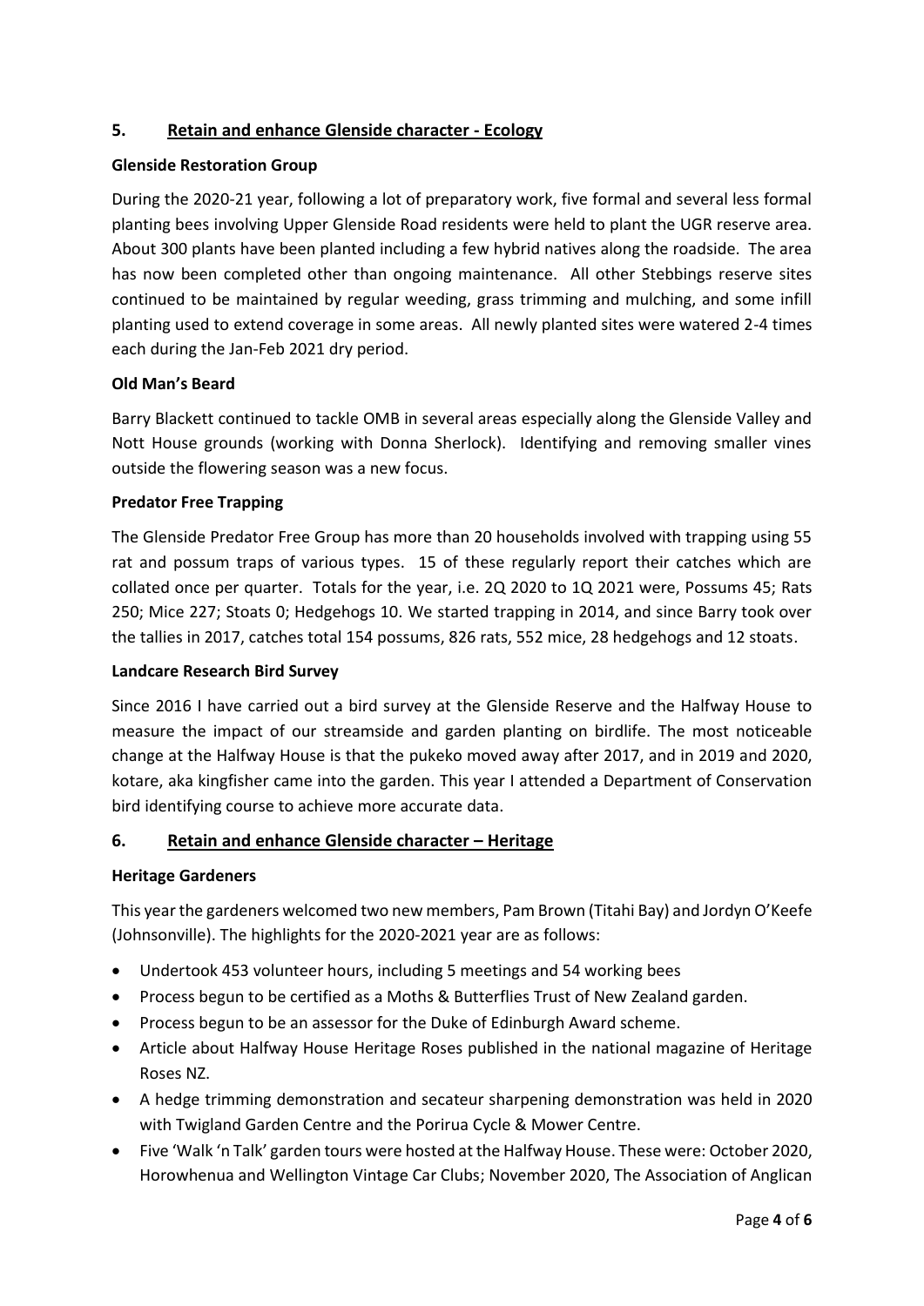## 5. Retain and enhance Glenside character - Ecology

### Glenside Restoration Group

During the 2020-21 year, following a lot of preparatory work, five formal and several less formal planting bees involving Upper Glenside Road residents were held to plant the UGR reserve area. About 300 plants have been planted including a few hybrid natives along the roadside. The area has now been completed other than ongoing maintenance. All other Stebbings reserve sites continued to be maintained by regular weeding, grass trimming and mulching, and some infill planting used to extend coverage in some areas. All newly planted sites were watered 2-4 times each during the Jan-Feb 2021 dry period.

### Old Man's Beard

Barry Blackett continued to tackle OMB in several areas especially along the Glenside Valley and Nott House grounds (working with Donna Sherlock). Identifying and removing smaller vines outside the flowering season was a new focus.

### Predator Free Trapping

The Glenside Predator Free Group has more than 20 households involved with trapping using 55 rat and possum traps of various types. 15 of these regularly report their catches which are collated once per quarter. Totals for the year, i.e. 2Q 2020 to 1Q 2021 were, Possums 45; Rats 250; Mice 227; Stoats 0; Hedgehogs 10. We started trapping in 2014, and since Barry took over the tallies in 2017, catches total 154 possums, 826 rats, 552 mice, 28 hedgehogs and 12 stoats.

### Landcare Research Bird Survey

Since 2016 I have carried out a bird survey at the Glenside Reserve and the Halfway House to measure the impact of our streamside and garden planting on birdlife. The most noticeable change at the Halfway House is that the pukeko moved away after 2017, and in 2019 and 2020, kotare, aka kingfisher came into the garden. This year I attended a Department of Conservation bird identifying course to achieve more accurate data.

## 6. Retain and enhance Glenside character – Heritage

### Heritage Gardeners

This year the gardeners welcomed two new members, Pam Brown (Titahi Bay) and Jordyn O'Keefe (Johnsonville). The highlights for the 2020-2021 year are as follows:

- Undertook 453 volunteer hours, including 5 meetings and 54 working bees
- Process begun to be certified as a Moths & Butterflies Trust of New Zealand garden.
- Process begun to be an assessor for the Duke of Edinburgh Award scheme.
- Article about Halfway House Heritage Roses published in the national magazine of Heritage Roses NZ.
- A hedge trimming demonstration and secateur sharpening demonstration was held in 2020 with Twigland Garden Centre and the Porirua Cycle & Mower Centre.
- Five 'Walk 'n Talk' garden tours were hosted at the Halfway House. These were: October 2020, Horowhenua and Wellington Vintage Car Clubs; November 2020, The Association of Anglican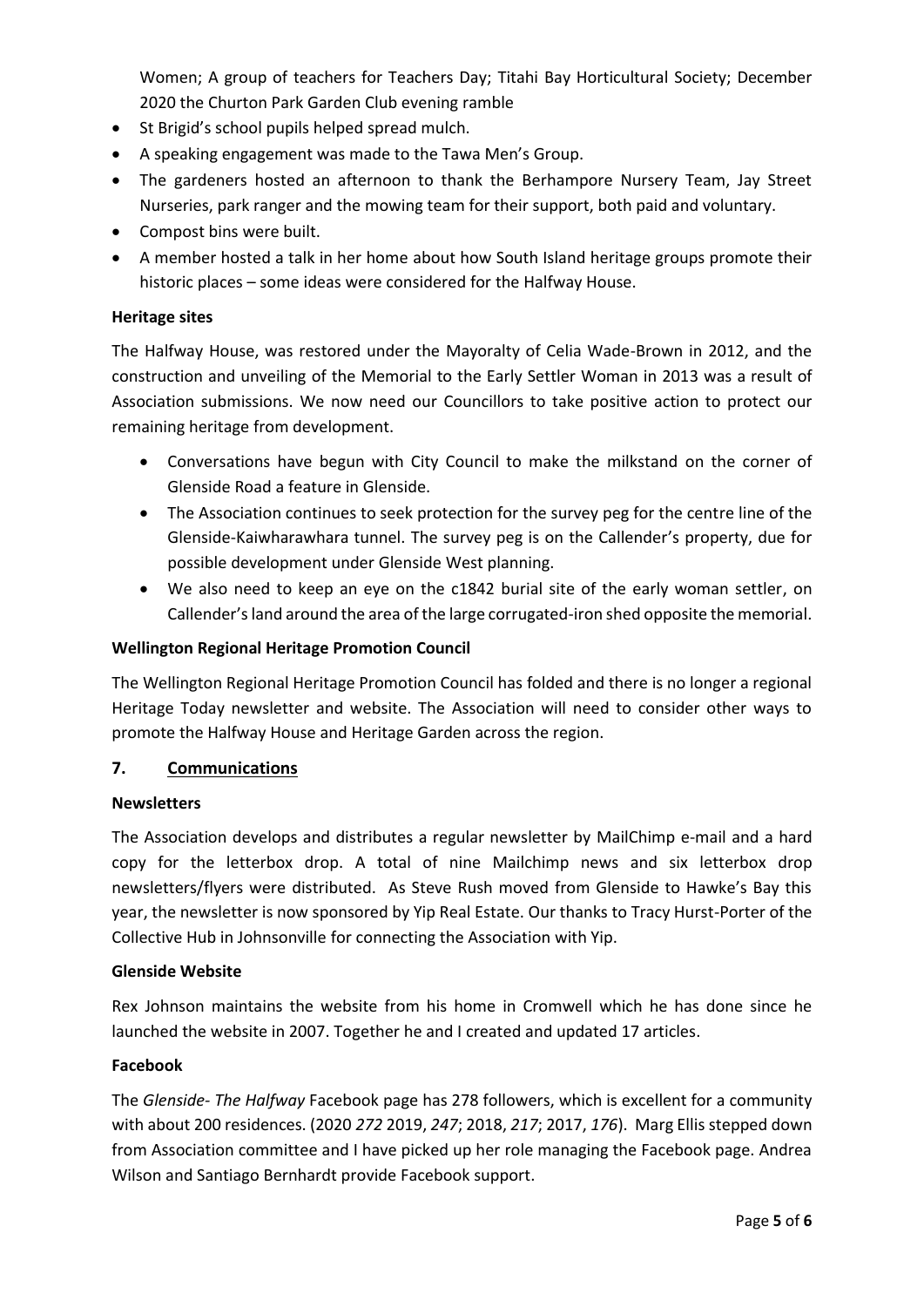Women; A group of teachers for Teachers Day; Titahi Bay Horticultural Society; December 2020 the Churton Park Garden Club evening ramble

- St Brigid's school pupils helped spread mulch.
- A speaking engagement was made to the Tawa Men's Group.
- The gardeners hosted an afternoon to thank the Berhampore Nursery Team, Jay Street Nurseries, park ranger and the mowing team for their support, both paid and voluntary.
- Compost bins were built.
- A member hosted a talk in her home about how South Island heritage groups promote their historic places – some ideas were considered for the Halfway House.

**Heritage sites**

The Halfway House, was restored under the Mayoralty of Celia Wade-Brown in 2012, and the construction and unveiling of the Memorial to the Early Settler Woman in 2013 was a result of Association submissions. We now need our Councillors to take positive action to protect our remaining heritage from development.

- Conversations have begun with City Council to make the milkstand on the corner of Glenside Road a feature in Glenside.
- The Association continues to seek protection for the survey peg for the centre line of the Glenside-Kaiwharawhara tunnel. The survey peg is on the Callender's property, due for possible development under Glenside West planning.
- We also need to keep an eye on the c1842 burial site of the early woman settler, on Callender's land around the area of the large corrugated-iron shed opposite the memorial.

**Wellington Regional Heritage Promotion Council**

The Wellington Regional Heritage Promotion Council has folded and there is no longer a regional Heritage Today newsletter and website. The Association will need to consider other ways to promote the Halfway House and Heritage Garden across the region.

## 7. Communications

**Newsletters**

The Association develops and distributes a regular newsletter by MailChimp e-mail and a hard copy for the letterbox drop. A total of nine Mailchimp news and six letterbox drop newsletters/flyers were distributed. As Steve Rush moved from Glenside to Hawke's Bay this year, the newsletter is now sponsored by Yip Real Estate. Our thanks to Tracy Hurst-Porter of the Collective Hub in Johnsonville for connecting the Association with Yip.

**Glenside Website**

Rex Johnson maintains the website from his home in Cromwell which he has done since he launched the website in 2007. Together he and I created and updated 17 articles.

**Facebook**

The *Glenside- The Halfway* Facebook page has 278 followers, which is excellent for a community with about 200 residences. (2020 *272* 2019, *247*; 2018, *217*; 2017, *176*). Marg Ellis stepped down from Association committee and I have picked up her role managing the Facebook page. Andrea Wilson and Santiago Bernhardt provide Facebook support.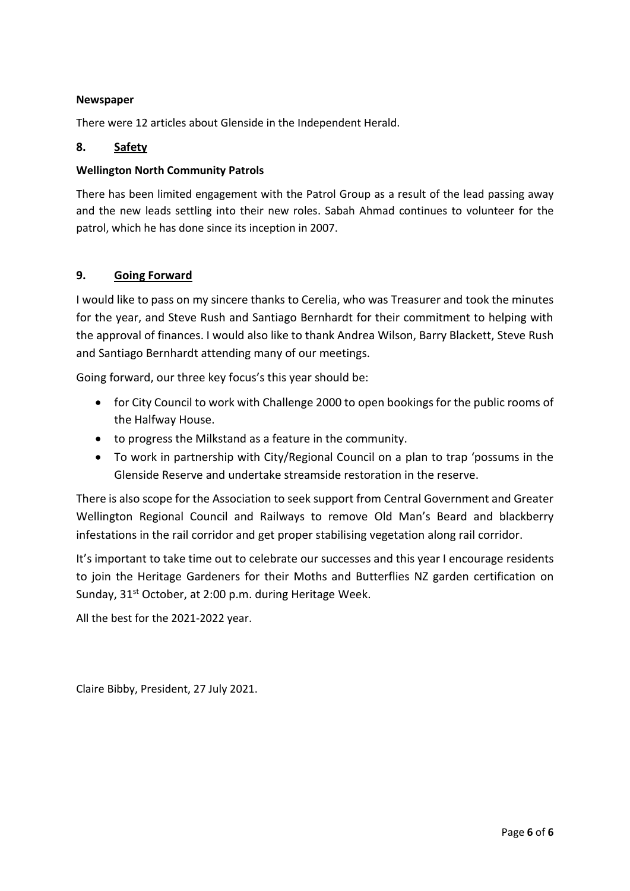**Newspaper**

There were 12 articles about Glenside in the Independent Herald.

## 8. Safety

**Wellington North Community Patrols**

There has been limited engagement with the Patrol Group as a result of the lead passing away and the new leads settling into their new roles. Sabah Ahmad continues to volunteer for the patrol, which he has done since its inception in 2007.

## 9. Going Forward

I would like to pass on my sincere thanks to Cerelia, who was Treasurer and took the minutes for the year, and Steve Rush and Santiago Bernhardt for their commitment to helping with the approval of finances. I would also like to thank Andrea Wilson, Barry Blackett, Steve Rush and Santiago Bernhardt attending many of our meetings.

Going forward, our three key focus's this year should be:

- for City Council to work with Challenge 2000 to open bookings for the public rooms of the Halfway House.
- to progress the Milkstand as a feature in the community.
- To work in partnership with City/Regional Council on a plan to trap 'possums in the Glenside Reserve and undertake streamside restoration in the reserve.

There is also scope for the Association to seek support from Central Government and Greater Wellington Regional Council and Railways to remove Old Man's Beard and blackberry infestations in the rail corridor and get proper stabilising vegetation along rail corridor.

It's important to take time out to celebrate our successes and this year I encourage residents to join the Heritage Gardeners for their Moths and Butterflies NZ garden certification on Sunday, 31st October, at 2:00 p.m. during Heritage Week.

All the best for the 2021-2022 year.

Claire Bibby, President, 27 July 2021.